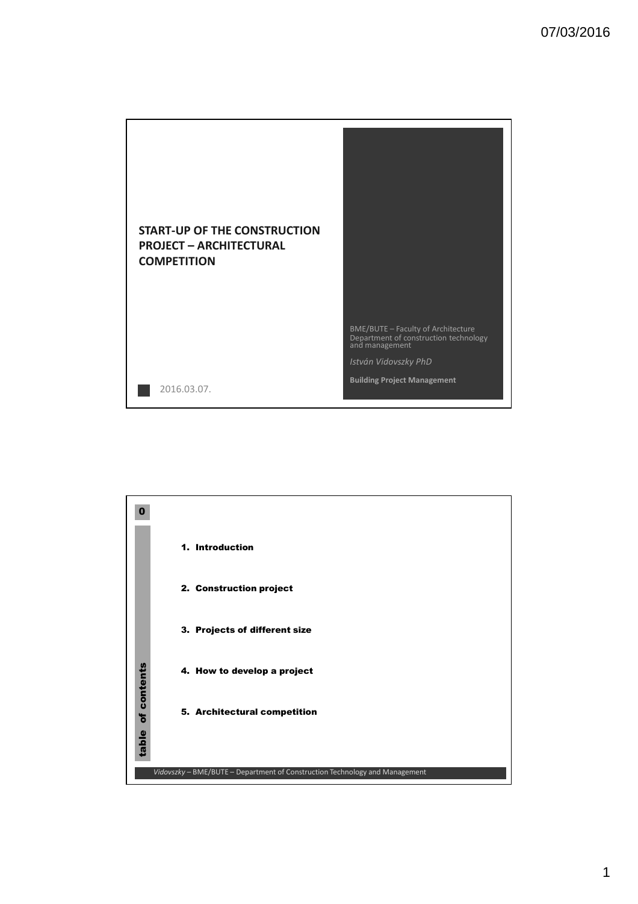# START-UP OF THE CONSTRUCTION PROJECT – ARCHITECTURAL COMPETITION

BME/BUTE – Faculty of Architecture
Department of construction technology and management

*István Vidovszky PhD*

**Building Project Management**

2016.03.07.

---

0

**table of contents**

1. **Introduction**
2. **Construction project**
3. **Projects of different size**
4. **How to develop a project**
5. **Architectural competition**

*Vidovszky* – BME/BUTE – Department of Construction Technology and Management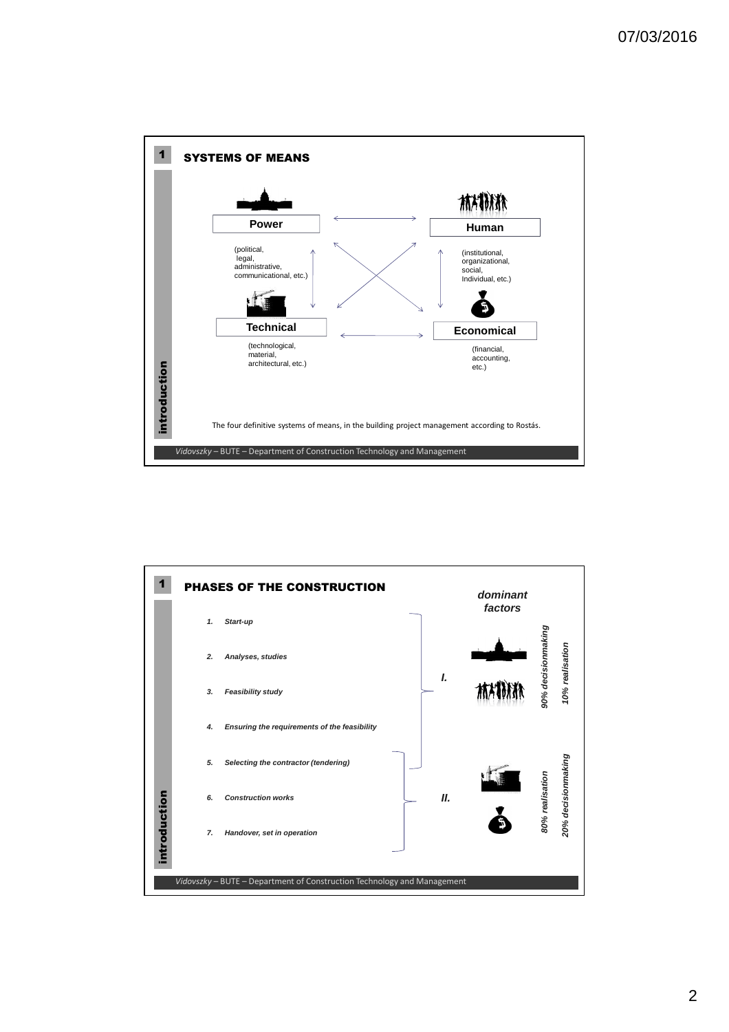## 1 SYSTEMS OF MEANS

**Power**

(political, legal, administrative, communicational, etc.)

**Human**

(institutional, organizational, social, Individual, etc.)

**Technical**

(technological, material, architectural, etc.)

**Economical**

(financial, accounting, etc.)

The four definitive systems of means, in the building project management according to Rostás.

*Vidovszky* – BUTE – Department of Construction Technology and Management

## 1 PHASES OF THE CONSTRUCTION

***dominant factors***

1. ***Start-up***
2. ***Analyses, studies***
3. ***Feasibility study***
4. ***Ensuring the requirements of the feasibility***
5. ***Selecting the contractor (tendering)***
6. ***Construction works***
7. ***Handover, set in operation***

***I.*** (phases 1–5): *90% decisionmaking*, *10% realisation*

***II.*** (phases 5–7): *80% realisation*, *20% decisionmaking*

*Vidovszky* – BUTE – Department of Construction Technology and Management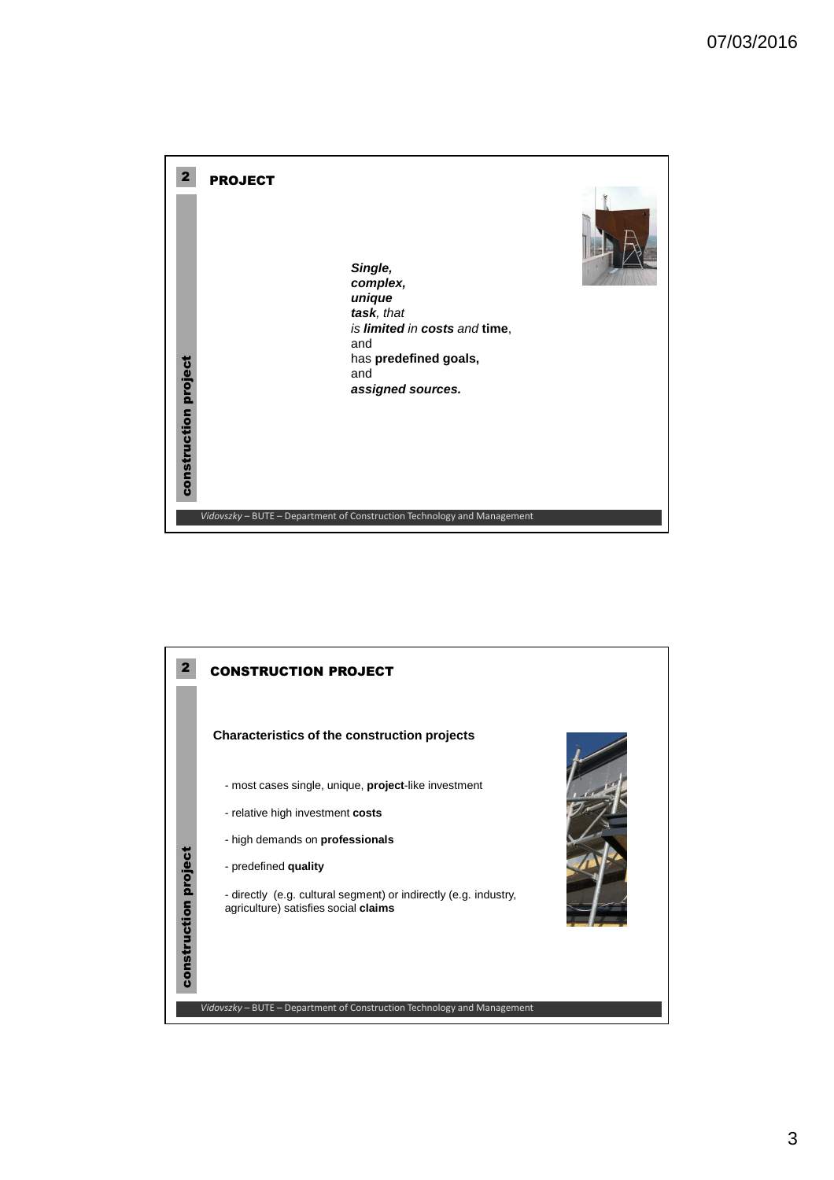## PROJECT

***Single,***
***complex,***
***unique***
***task**, that*
*is **limited** in **costs** and* **time**,
and
has **predefined goals,**
and
***assigned sources.***

## CONSTRUCTION PROJECT

**Characteristics of the construction projects**

- most cases single, unique, **project**-like investment
- relative high investment **costs**
- high demands on **professionals**
- predefined **quality**
- directly (e.g. cultural segment) or indirectly (e.g. industry, agriculture) satisfies social **claims**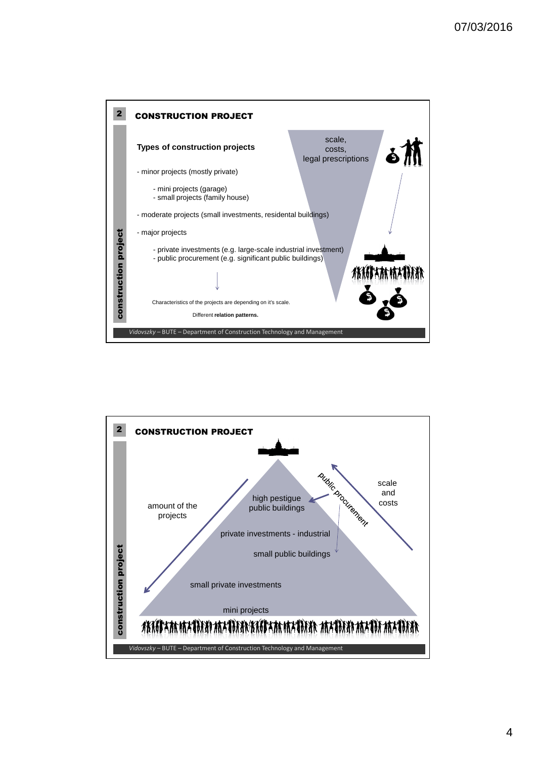## 2 CONSTRUCTION PROJECT

### Types of construction projects

scale, costs, legal prescriptions

- minor projects (mostly private)
  - mini projects (garage)
  - small projects (family house)
- moderate projects (small investments, residental buildings)
- major projects
  - private investments (e.g. large-scale industrial investment)
  - public procurement (e.g. significant public buildings)

Characteristics of the projects are depending on it's scale.

Different **relation patterns.**

*Vidovszky* – BUTE – Department of Construction Technology and Management

## 2 CONSTRUCTION PROJECT

amount of the projects

scale and costs

public procurement

- high pestigue public buildings
- private investments - industrial
- small public buildings
- small private investments
- mini projects

*Vidovszky* – BUTE – Department of Construction Technology and Management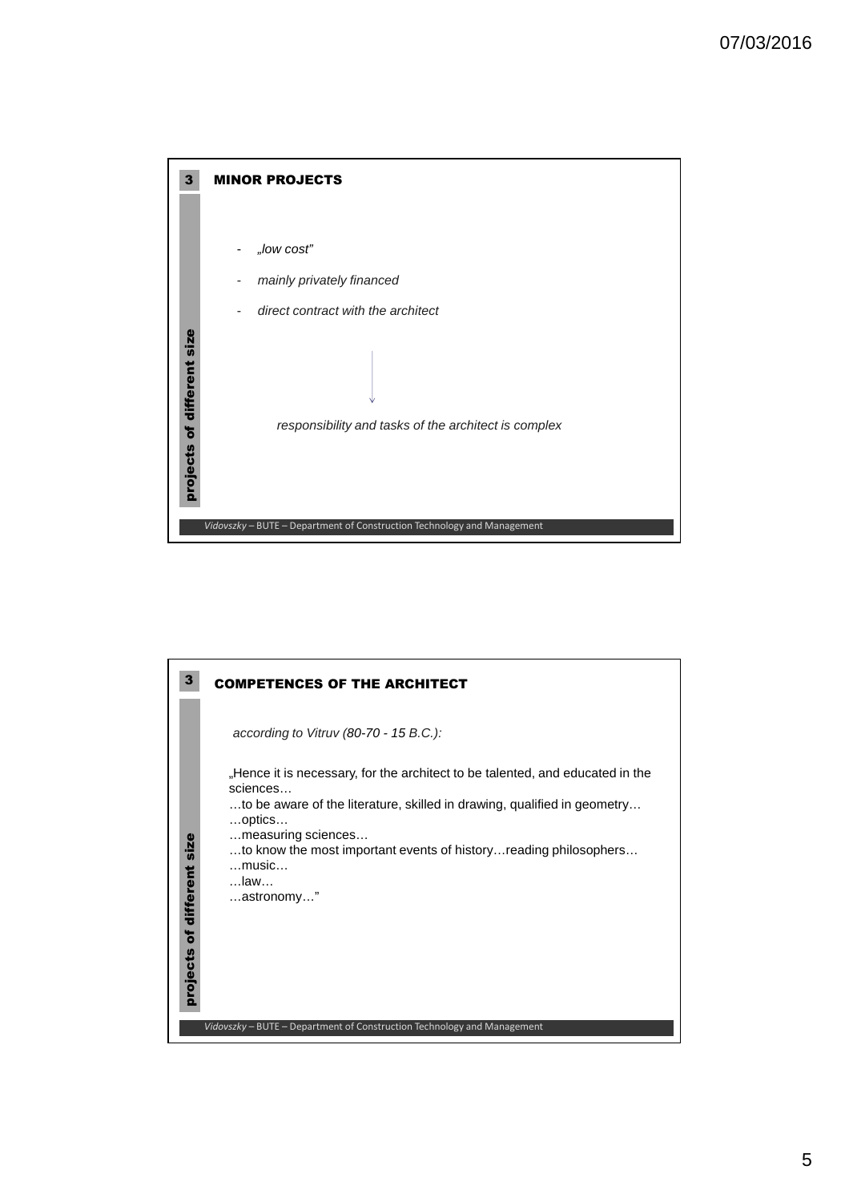## 3 MINOR PROJECTS

- *„low cost"*
- *mainly privately financed*
- *direct contract with the architect*

↓

*responsibility and tasks of the architect is complex*

**projects of different size**

*Vidovszky* – BUTE – Department of Construction Technology and Management

## 3 COMPETENCES OF THE ARCHITECT

*according to Vitruv (80-70 - 15 B.C.):*

„Hence it is necessary, for the architect to be talented, and educated in the sciences…
…to be aware of the literature, skilled in drawing, qualified in geometry…
…optics…
…measuring sciences…
…to know the most important events of history…reading philosophers…
…music…
…law…
…astronomy…"

**projects of different size**

*Vidovszky* – BUTE – Department of Construction Technology and Management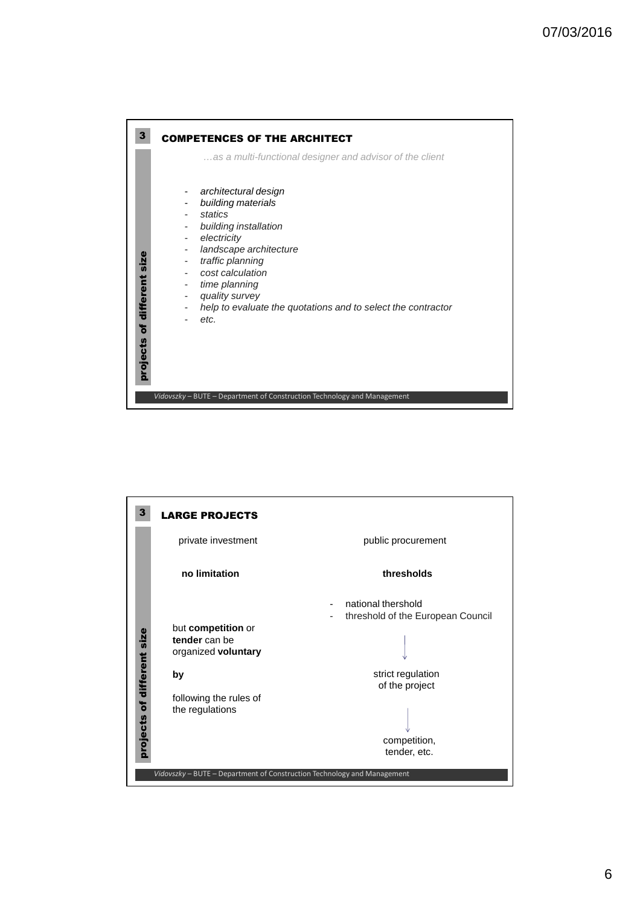## COMPETENCES OF THE ARCHITECT

*…as a multi-functional designer and advisor of the client*

- *architectural design*
- *building materials*
- *statics*
- *building installation*
- *electricity*
- *landscape architecture*
- *traffic planning*
- *cost calculation*
- *time planning*
- *quality survey*
- *help to evaluate the quotations and to select the contractor*
- *etc.*

## LARGE PROJECTS

| private investment | public procurement |
|---|---|
| **no limitation** | **thresholds** |
| but **competition** or **tender** can be organized **voluntary** **by** following the rules of the regulations | - national thershold<br>- threshold of the European Council<br>↓<br>strict regulation of the project<br>↓<br>competition, tender, etc. |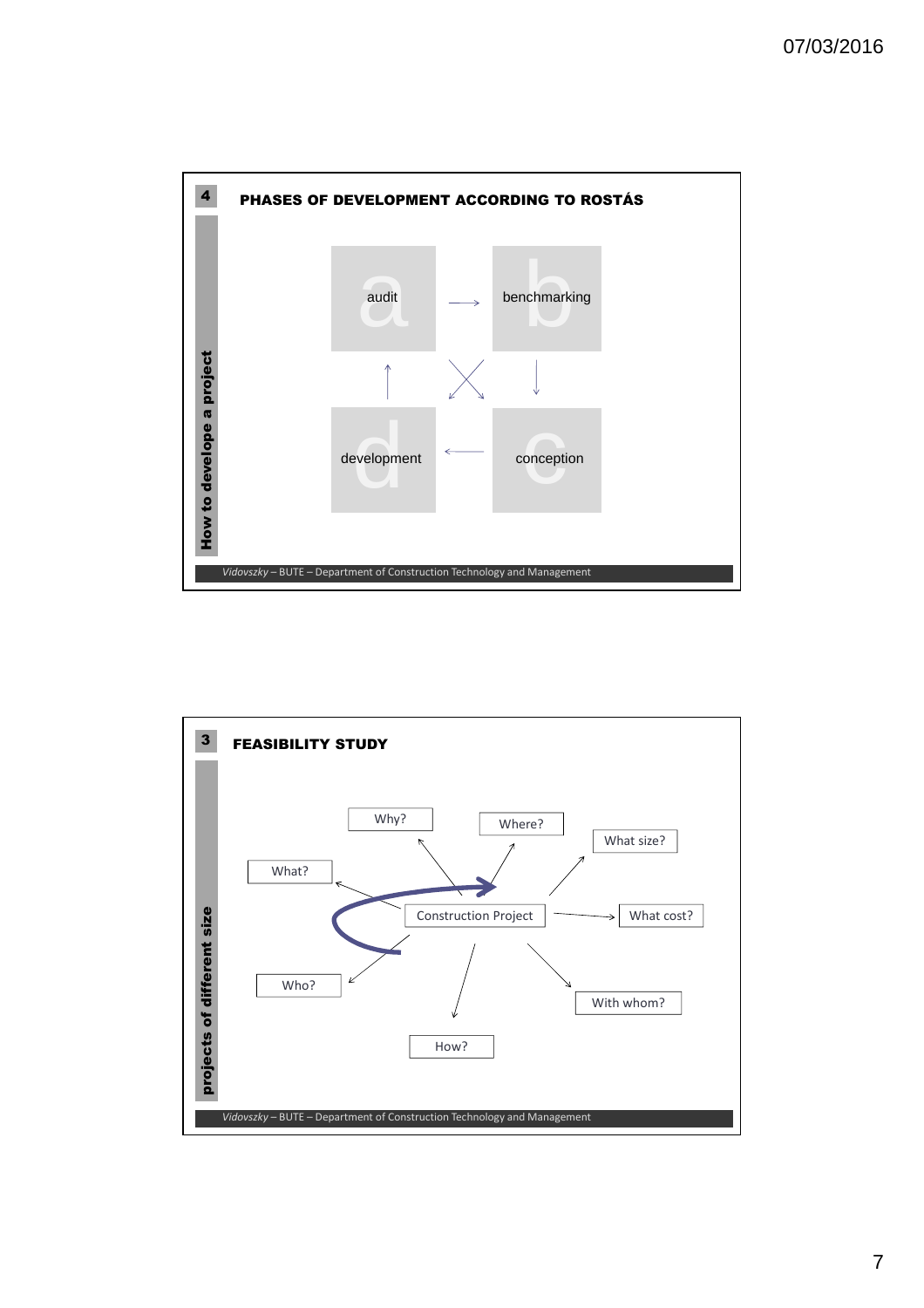**4** How to develope a project

## PHASES OF DEVELOPMENT ACCORDING TO ROSTÁS

a audit → b benchmarking

↑ ✕ ↓

d development ← c conception

*Vidovszky* – BUTE – Department of Construction Technology and Management

**3** projects of different size

## FEASIBILITY STUDY

Construction Project

- Why?
- Where?
- What size?
- What cost?
- With whom?
- How?
- Who?
- What?

*Vidovszky* – BUTE – Department of Construction Technology and Management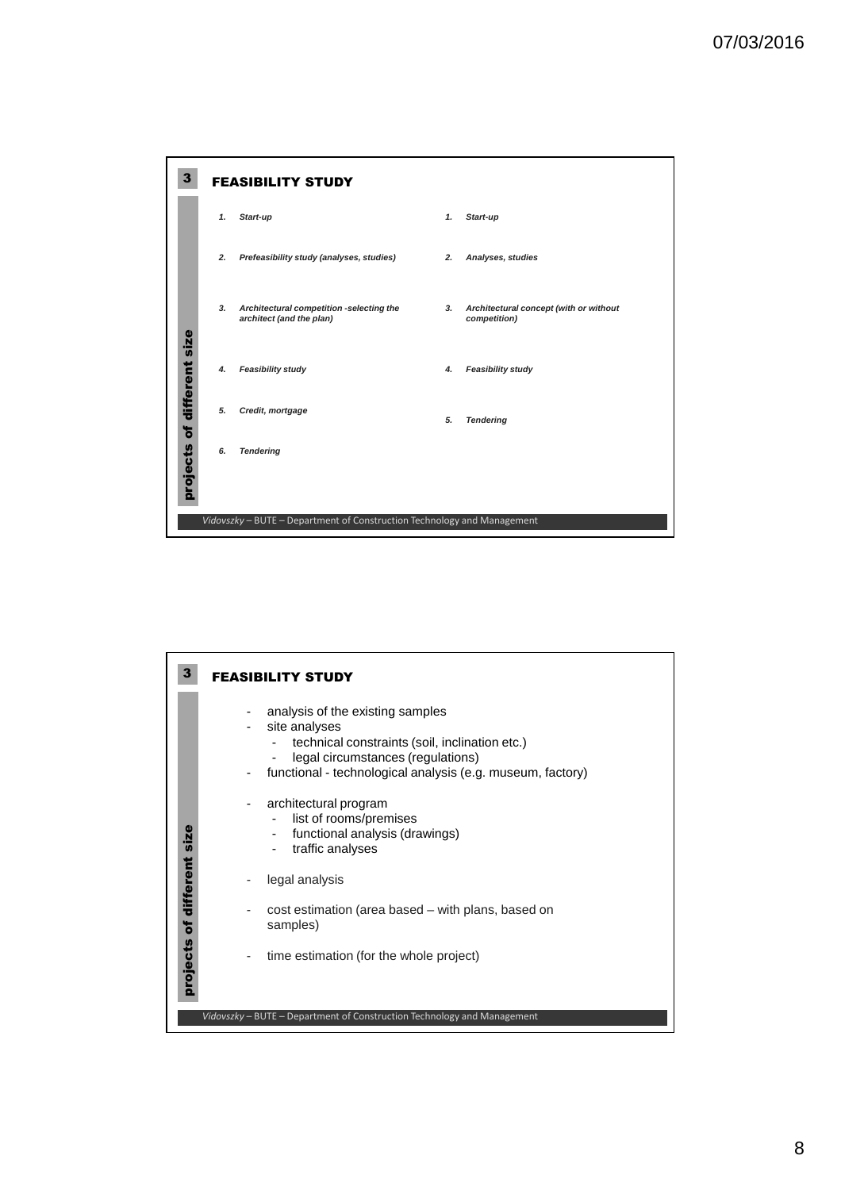## 3 FEASIBILITY STUDY

*projects of different size*

| | |
|---|---|
| *1. Start-up* | *1. Start-up* |
| *2. Prefeasibility study (analyses, studies)* | *2. Analyses, studies* |
| *3. Architectural competition -selecting the architect (and the plan)* | *3. Architectural concept (with or without competition)* |
| *4. Feasibility study* | *4. Feasibility study* |
| *5. Credit, mortgage* | *5. Tendering* |
| *6. Tendering* | |

*Vidovszky* – BUTE – Department of Construction Technology and Management

## 3 FEASIBILITY STUDY

*projects of different size*

- analysis of the existing samples
- site analyses
  - technical constraints (soil, inclination etc.)
  - legal circumstances (regulations)
- functional - technological analysis (e.g. museum, factory)
- architectural program
  - list of rooms/premises
  - functional analysis (drawings)
  - traffic analyses
- legal analysis
- cost estimation (area based – with plans, based on samples)
- time estimation (for the whole project)

*Vidovszky* – BUTE – Department of Construction Technology and Management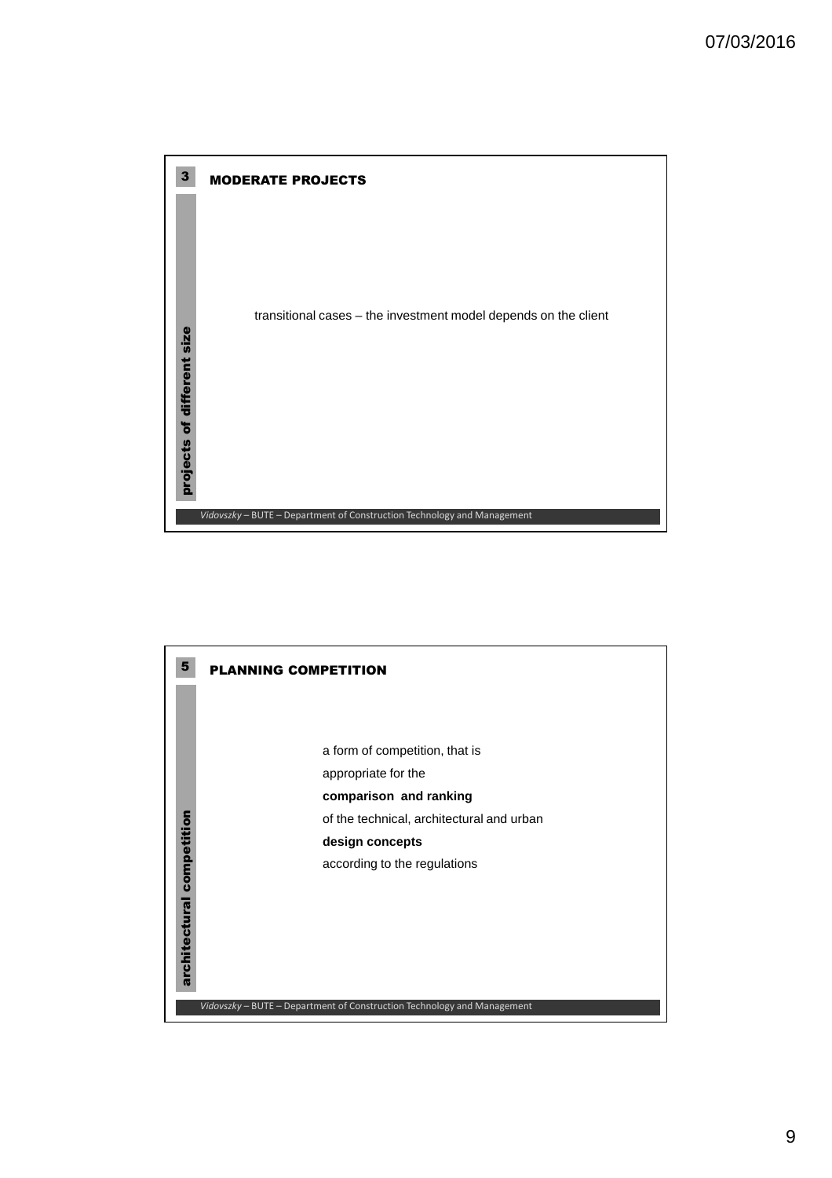## 3 MODERATE PROJECTS

*projects of different size*

transitional cases – the investment model depends on the client

*Vidovszky* – BUTE – Department of Construction Technology and Management

## 5 PLANNING COMPETITION

*architectural competition*

a form of competition, that is
appropriate for the
**comparison and ranking**
of the technical, architectural and urban
**design concepts**
according to the regulations

*Vidovszky* – BUTE – Department of Construction Technology and Management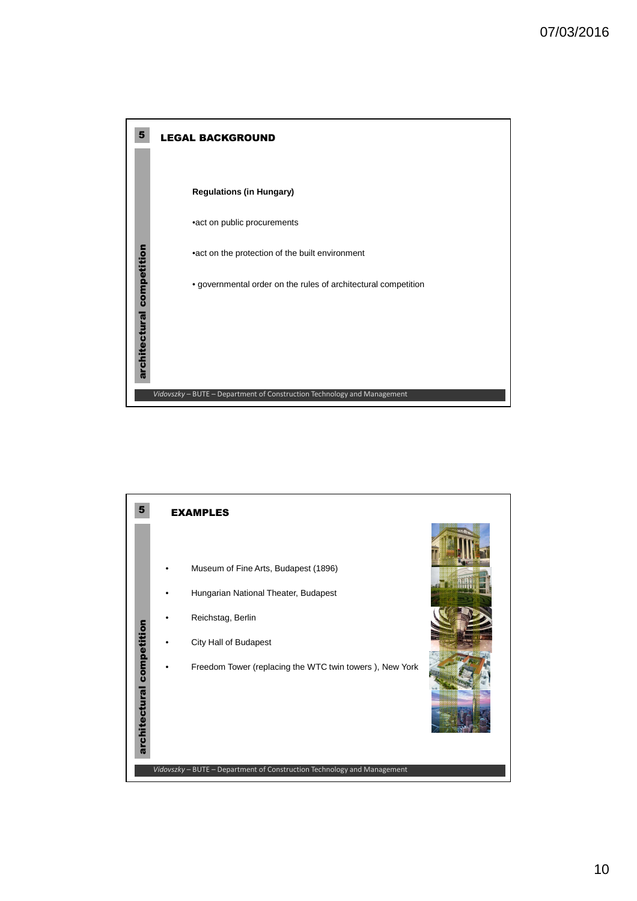## LEGAL BACKGROUND

**Regulations (in Hungary)**

- act on public procurements
- act on the protection of the built environment
- governmental order on the rules of architectural competition

## EXAMPLES

- Museum of Fine Arts, Budapest (1896)
- Hungarian National Theater, Budapest
- Reichstag, Berlin
- City Hall of Budapest
- Freedom Tower (replacing the WTC twin towers ), New York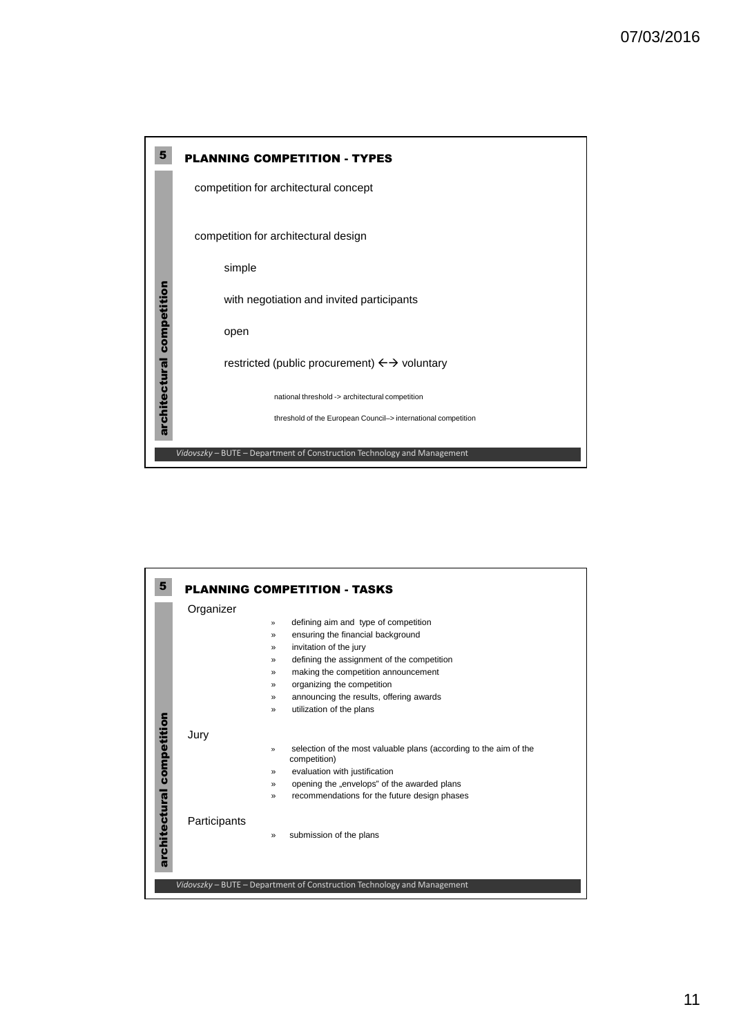## PLANNING COMPETITION - TYPES

competition for architectural concept

competition for architectural design

- simple
- with negotiation and invited participants
- open
- restricted (public procurement) ←→ voluntary
  - national threshold -> architectural competition
  - threshold of the European Council–> international competition

## PLANNING COMPETITION - TASKS

Organizer

- » defining aim and type of competition
- » ensuring the financial background
- » invitation of the jury
- » defining the assignment of the competition
- » making the competition announcement
- » organizing the competition
- » announcing the results, offering awards
- » utilization of the plans

Jury

- » selection of the most valuable plans (according to the aim of the competition)
- » evaluation with justification
- » opening the „envelops" of the awarded plans
- » recommendations for the future design phases

Participants

- » submission of the plans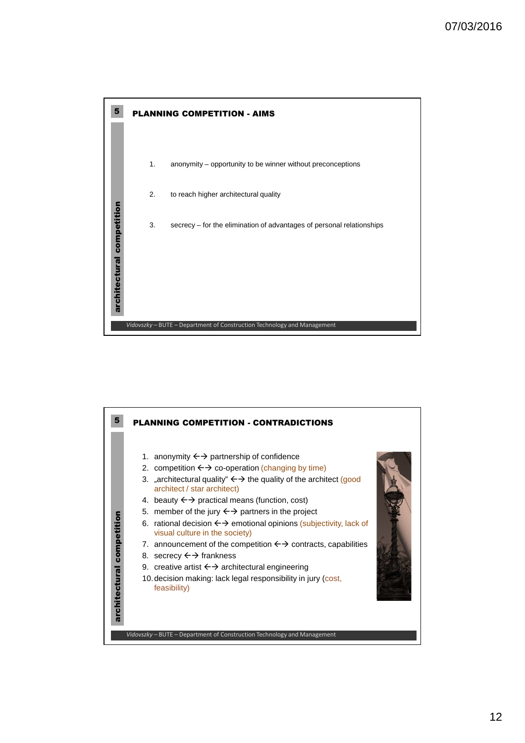## PLANNING COMPETITION - AIMS

1. anonymity – opportunity to be winner without preconceptions
2. to reach higher architectural quality
3. secrecy – for the elimination of advantages of personal relationships

## PLANNING COMPETITION - CONTRADICTIONS

1. anonymity ←→ partnership of confidence
2. competition ←→ co-operation (changing by time)
3. „architectural quality" ←→ the quality of the architect (good architect / star architect)
4. beauty ←→ practical means (function, cost)
5. member of the jury ←→ partners in the project
6. rational decision ←→ emotional opinions (subjectivity, lack of visual culture in the society)
7. announcement of the competition ←→ contracts, capabilities
8. secrecy ←→ frankness
9. creative artist ←→ architectural engineering
10. decision making: lack legal responsibility in jury (cost, feasibility)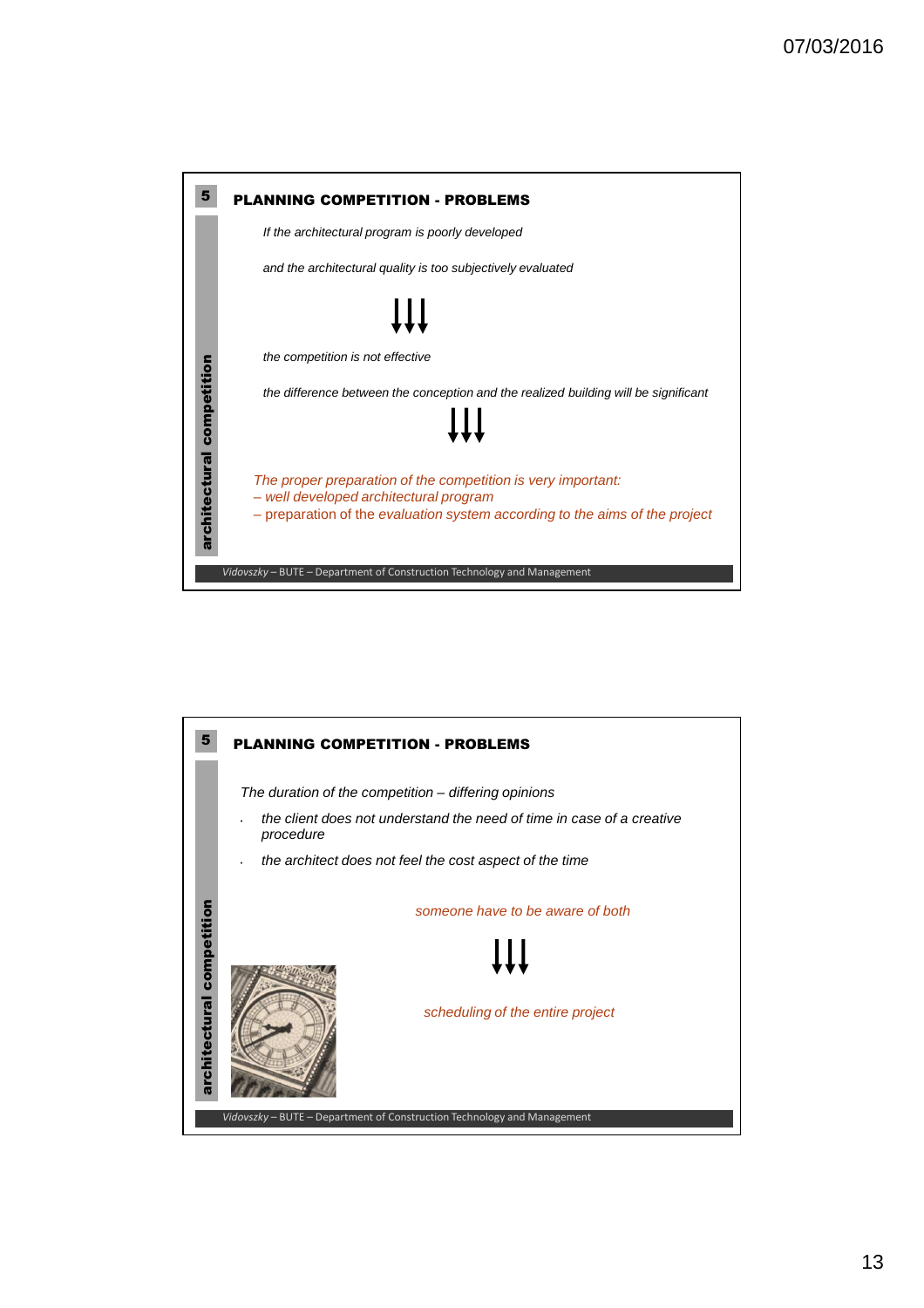## PLANNING COMPETITION - PROBLEMS

*If the architectural program is poorly developed*

*and the architectural quality is too subjectively evaluated*

↓↓↓

*the competition is not effective*

*the difference between the conception and the realized building will be significant*

↓↓↓

*The proper preparation of the competition is very important:*
*– well developed architectural program*
– preparation of the *evaluation system according to the aims of the project*

## PLANNING COMPETITION - PROBLEMS

*The duration of the competition – differing opinions*

- *the client does not understand the need of time in case of a creative procedure*
- *the architect does not feel the cost aspect of the time*

*someone have to be aware of both*

↓↓↓

*scheduling of the entire project*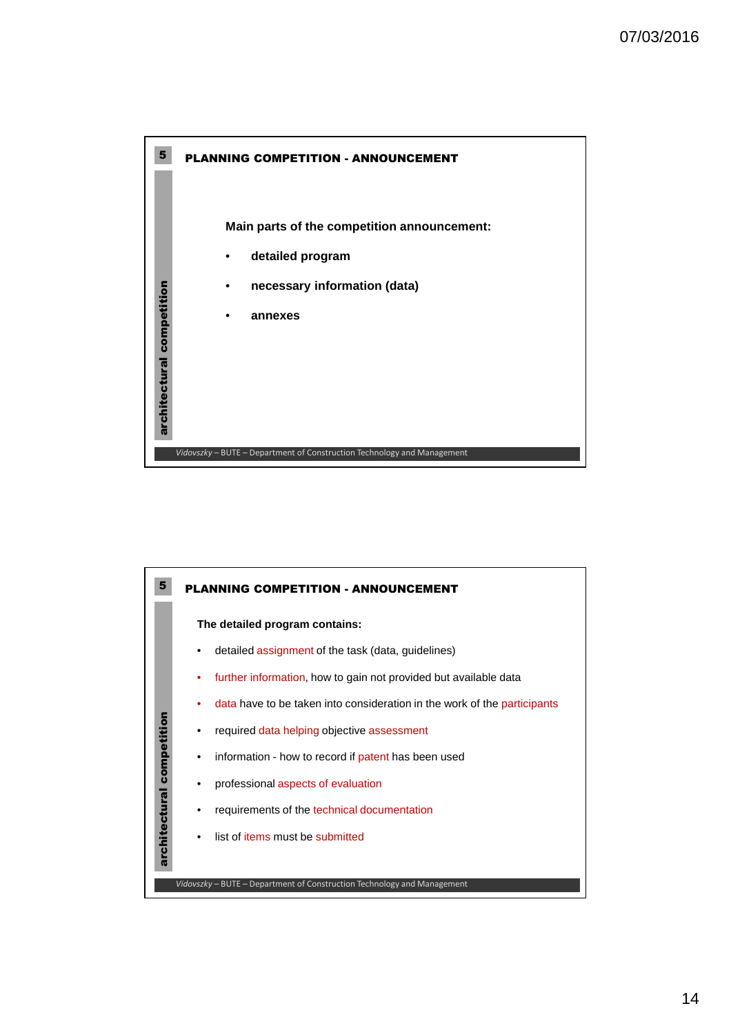## PLANNING COMPETITION - ANNOUNCEMENT

**Main parts of the competition announcement:**

- **detailed program**
- **necessary information (data)**
- **annexes**

## PLANNING COMPETITION - ANNOUNCEMENT

**The detailed program contains:**

- detailed assignment of the task (data, guidelines)
- further information, how to gain not provided but available data
- data have to be taken into consideration in the work of the participants
- required data helping objective assessment
- information - how to record if patent has been used
- professional aspects of evaluation
- requirements of the technical documentation
- list of items must be submitted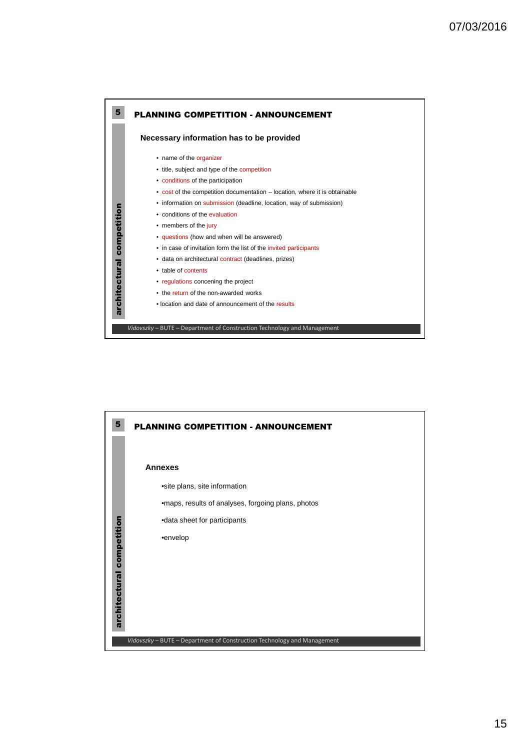## 5 PLANNING COMPETITION - ANNOUNCEMENT

### Necessary information has to be provided

- name of the organizer
- title, subject and type of the competition
- conditions of the participation
- cost of the competition documentation – location, where it is obtainable
- information on submission (deadline, location, way of submission)
- conditions of the evaluation
- members of the jury
- questions (how and when will be answered)
- in case of invitation form the list of the invited participants
- data on architectural contract (deadlines, prizes)
- table of contents
- regulations concening the project
- the return of the non-awarded works
- location and date of announcement of the results

## 5 PLANNING COMPETITION - ANNOUNCEMENT

### Annexes

- site plans, site information
- maps, results of analyses, forgoing plans, photos
- data sheet for participants
- envelop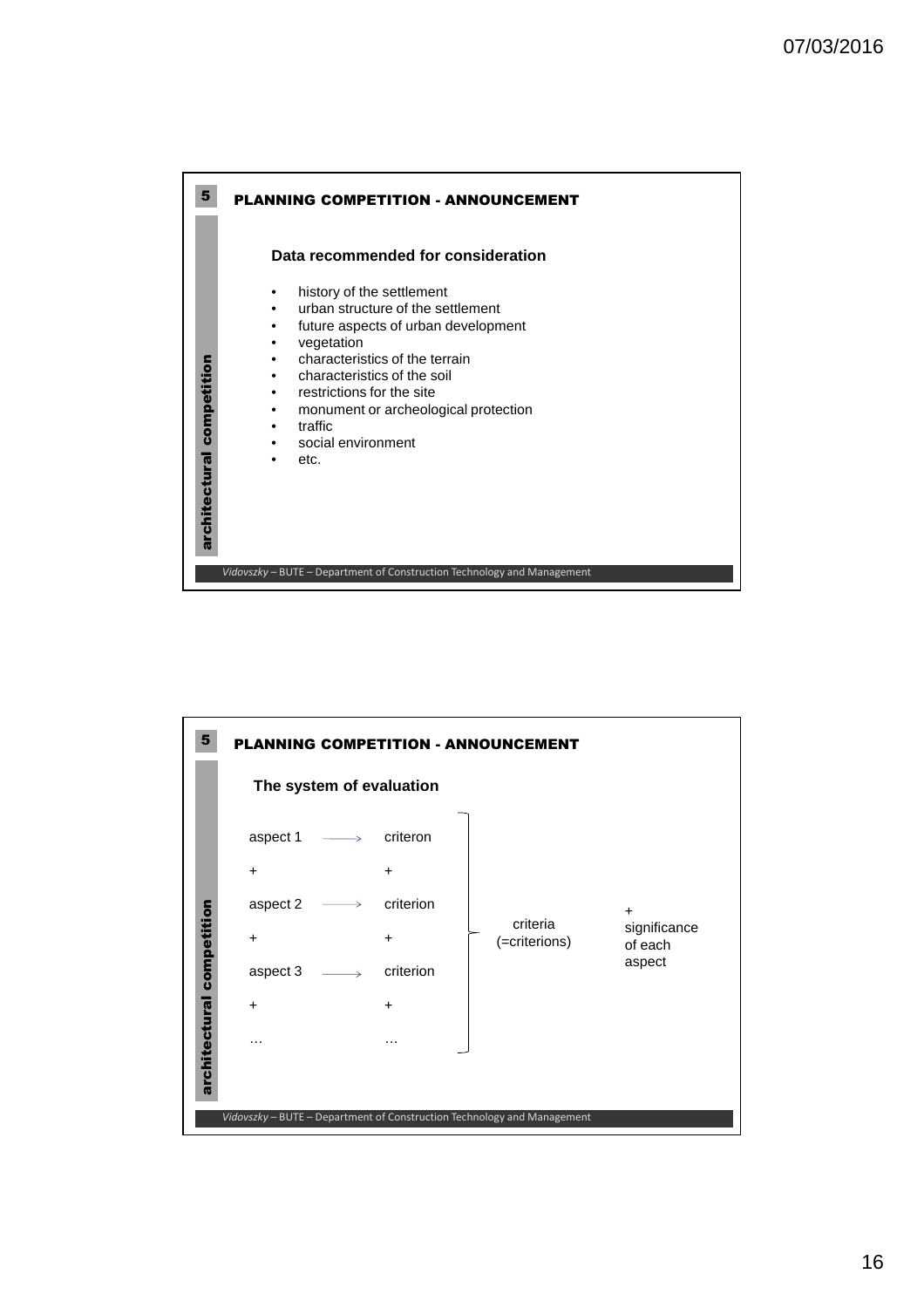## 5 PLANNING COMPETITION - ANNOUNCEMENT

*architectural competition*

### Data recommended for consideration

- history of the settlement
- urban structure of the settlement
- future aspects of urban development
- vegetation
- characteristics of the terrain
- characteristics of the soil
- restrictions for the site
- monument or archeological protection
- traffic
- social environment
- etc.

*Vidovszky* – BUTE – Department of Construction Technology and Management

## 5 PLANNING COMPETITION - ANNOUNCEMENT

*architectural competition*

### The system of evaluation

aspect 1 → criteron
\+ +
aspect 2 → criterion
\+ +
aspect 3 → criterion
\+ +
… …

} criteria (=criterions) + significance of each aspect

*Vidovszky* – BUTE – Department of Construction Technology and Management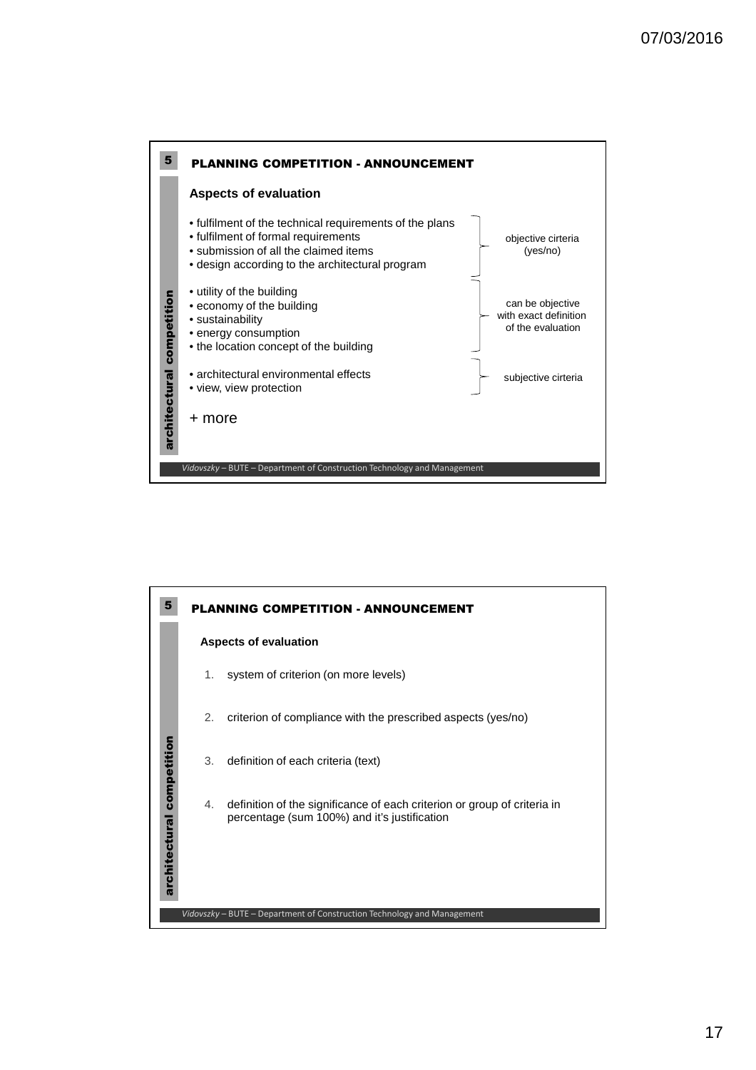## PLANNING COMPETITION - ANNOUNCEMENT

*architectural competition*

### Aspects of evaluation

- fulfilment of the technical requirements of the plans
- fulfilment of formal requirements
- submission of all the claimed items
- design according to the architectural program

} objective cirteria (yes/no)

- utility of the building
- economy of the building
- sustainability
- energy consumption
- the location concept of the building

} can be objective with exact definition of the evaluation

- architectural environmental effects
- view, view protection

} subjective cirteria

+ more

*Vidovszky* – BUTE – Department of Construction Technology and Management

## PLANNING COMPETITION - ANNOUNCEMENT

*architectural competition*

### Aspects of evaluation

1. system of criterion (on more levels)
2. criterion of compliance with the prescribed aspects (yes/no)
3. definition of each criteria (text)
4. definition of the significance of each criterion or group of criteria in percentage (sum 100%) and it's justification

*Vidovszky* – BUTE – Department of Construction Technology and Management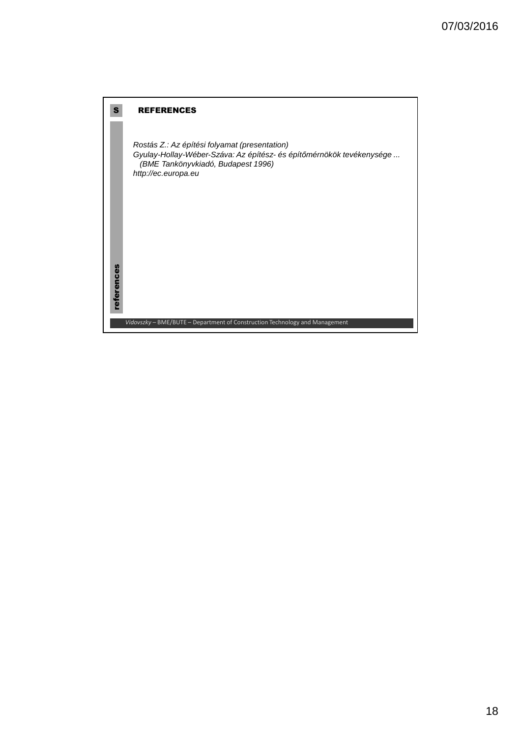## REFERENCES

*Rostás Z.: Az építési folyamat (presentation)*
*Gyulay-Hollay-Wéber-Száva: Az építész- és építőmérnökök tevékenysége ...*
*(BME Tankönyvkiadó, Budapest 1996)*
*http://ec.europa.eu*

references

*Vidovszky* – BME/BUTE – Department of Construction Technology and Management